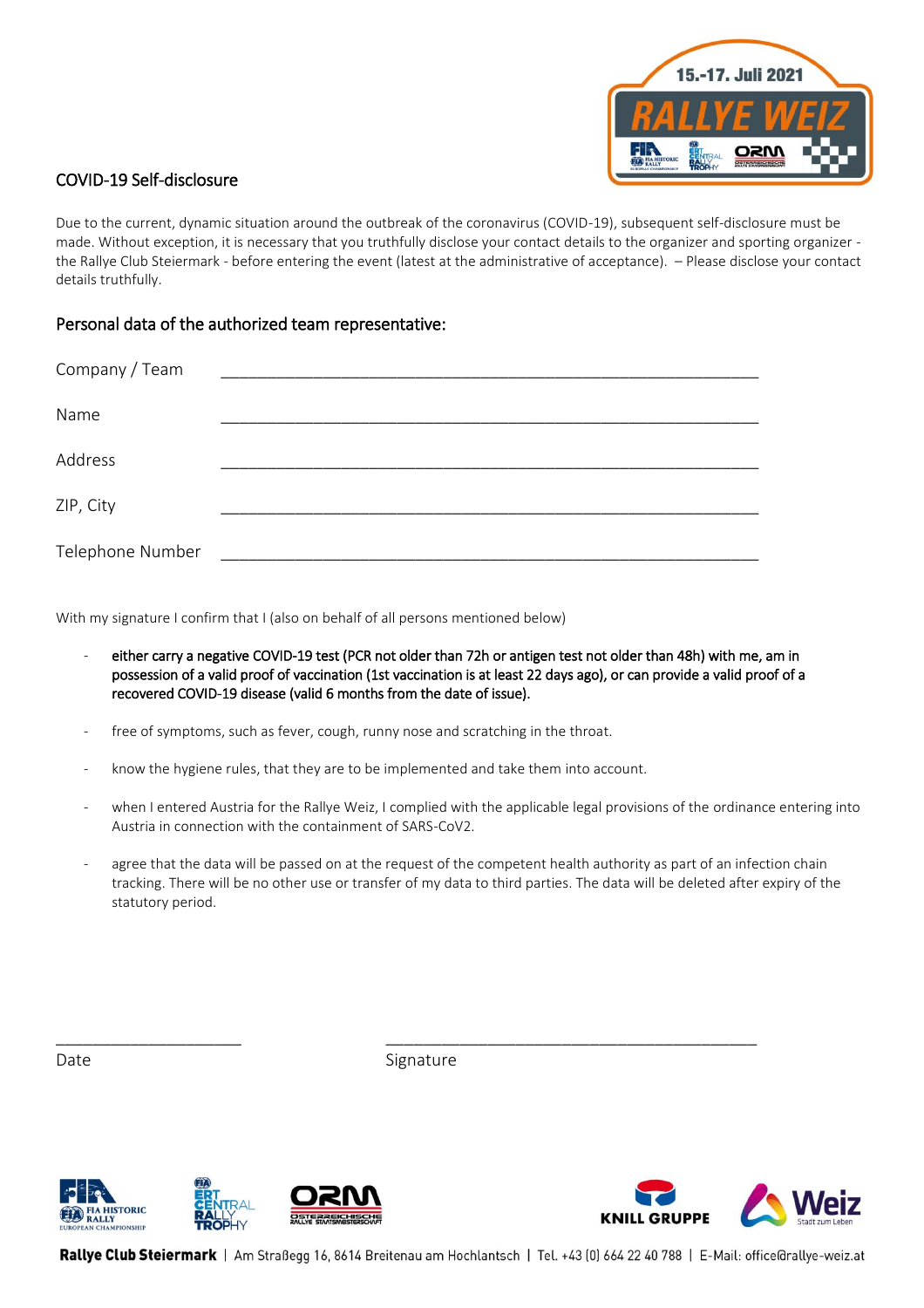15.-17. Juli 2021

RALLYE WEIZ

## COVID-19 Self-disclosure

Due to the current, dynamic situation around the outbreak of the coronavirus (COVID-19), subsequent self-disclosure must be made. Without exception, it is necessary that you truthfully disclose your contact details to the organizer and sporting organizer - the Rallye Club Steiermark - before entering the event (latest at the administrative of acceptance). – Please disclose your contact details truthfully.

### Personal data of the authorized team representative:

Company / Team \_\_\_\_\_\_\_\_\_\_\_\_\_\_\_\_\_\_\_\_\_\_\_\_\_\_\_\_\_\_\_\_\_\_\_\_\_\_\_\_\_\_\_\_\_\_\_\_\_\_\_\_

Name \_\_\_\_\_\_\_\_\_\_\_\_\_\_\_\_\_\_\_\_\_\_\_\_\_\_\_\_\_\_\_\_\_\_\_\_\_\_\_\_\_\_\_\_\_\_\_\_\_\_\_\_

Address \_\_\_\_\_\_\_\_\_\_\_\_\_\_\_\_\_\_\_\_\_\_\_\_\_\_\_\_\_\_\_\_\_\_\_\_\_\_\_\_\_\_\_\_\_\_\_\_\_\_\_\_

ZIP, City \_\_\_\_\_\_\_\_\_\_\_\_\_\_\_\_\_\_\_\_\_\_\_\_\_\_\_\_\_\_\_\_\_\_\_\_\_\_\_\_\_\_\_\_\_\_\_\_\_\_\_\_

Telephone Number \_\_\_\_\_\_\_\_\_\_\_\_\_\_\_\_\_\_\_\_\_\_\_\_\_\_\_\_\_\_\_\_\_\_\_\_\_\_\_\_\_\_\_\_\_\_\_\_\_\_\_\_

With my signature I confirm that I (also on behalf of all persons mentioned below)

- either carry a negative COVID-19 test (PCR not older than 72h or antigen test not older than 48h) with me, am in possession of a valid proof of vaccination (1st vaccination is at least 22 days ago), or can provide a valid proof of a recovered COVID-19 disease (valid 6 months from the date of issue).
- free of symptoms, such as fever, cough, runny nose and scratching in the throat.
- know the hygiene rules, that they are to be implemented and take them into account.
- when I entered Austria for the Rallye Weiz, I complied with the applicable legal provisions of the ordinance entering into Austria in connection with the containment of SARS-CoV2.
- agree that the data will be passed on at the request of the competent health authority as part of an infection chain tracking. There will be no other use or transfer of my data to third parties. The data will be deleted after expiry of the statutory period.

\_\_\_\_\_\_\_\_\_\_\_\_\_\_\_\_\_\_\_\_ \_\_\_\_\_\_\_\_\_\_\_\_\_\_\_\_\_\_\_\_\_\_\_\_\_\_\_\_\_\_\_\_\_\_\_\_\_\_\_\_

Date Signature

**Rallye Club Steiermark** | Am Straßegg 16, 8614 Breitenau am Hochlantsch | Tel. +43 (0) 664 22 40 788 | E-Mail: office@rallye-weiz.at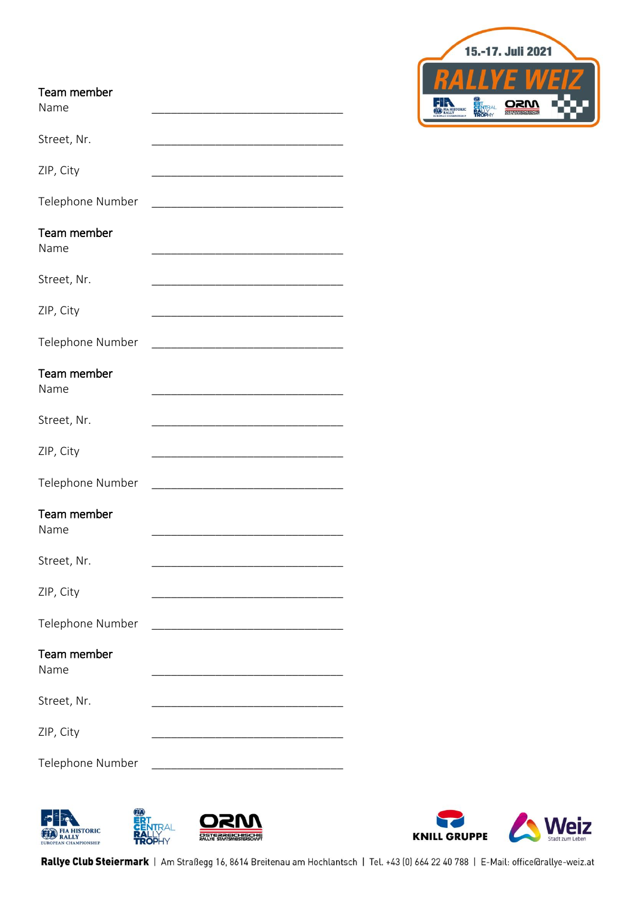15.-17. Juli 2021

RALLYE WEIZ

**Team member**

Name ________________________________

Street, Nr. ________________________________

ZIP, City ________________________________

Telephone Number ________________________________

**Team member**

Name ________________________________

Street, Nr. ________________________________

ZIP, City ________________________________

Telephone Number ________________________________

**Team member**

Name ________________________________

Street, Nr. ________________________________

ZIP, City ________________________________

Telephone Number ________________________________

**Team member**

Name ________________________________

Street, Nr. ________________________________

ZIP, City ________________________________

Telephone Number ________________________________

**Team member**

Name ________________________________

Street, Nr. ________________________________

ZIP, City ________________________________

Telephone Number ________________________________

**Rallye Club Steiermark** | Am Straßegg 16, 8614 Breitenau am Hochlantsch | Tel. +43 (0) 664 22 40 788 | E-Mail: office@rallye-weiz.at